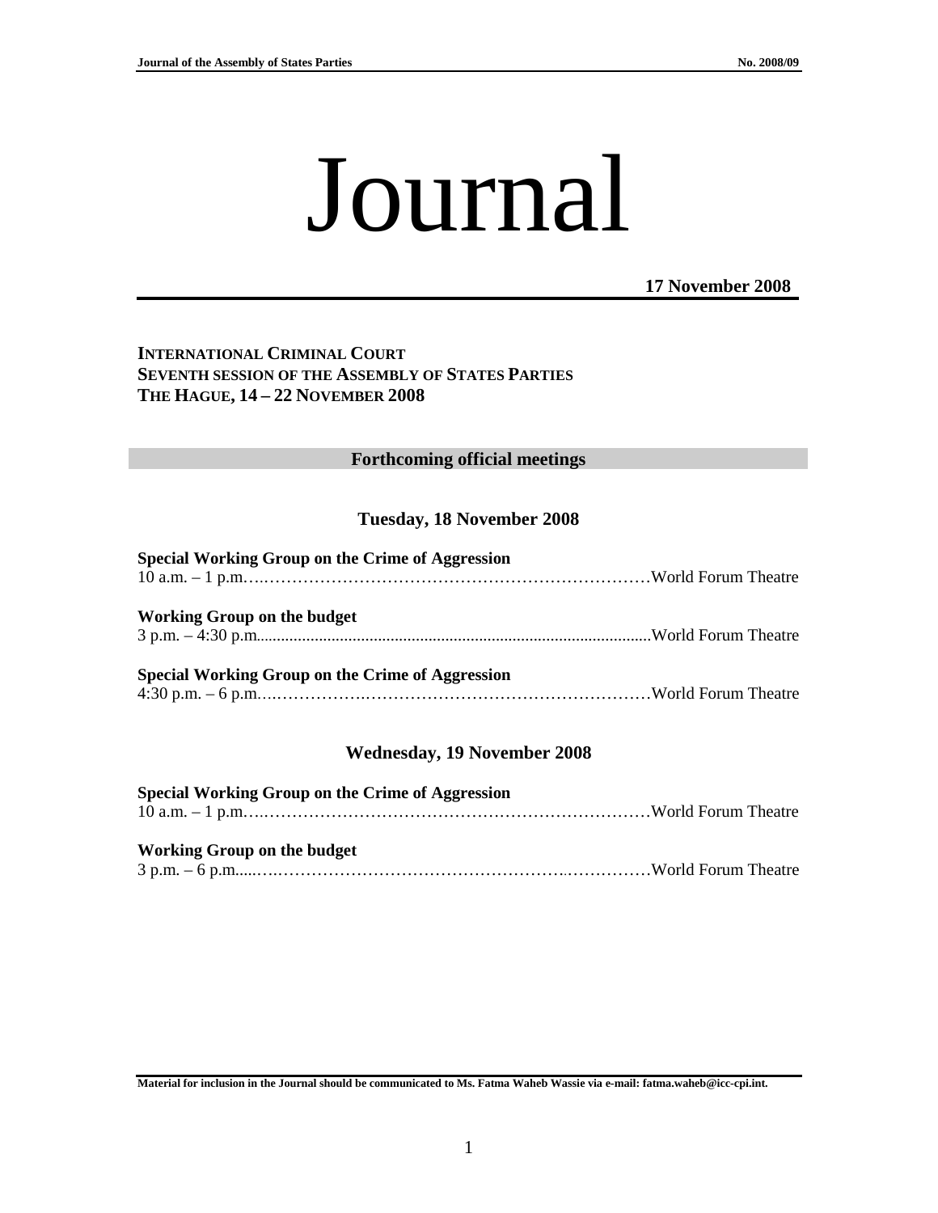# Journal

**17 November 2008**

**INTERNATIONAL CRIMINAL COURT**
**SEVENTH SESSION OF THE ASSEMBLY OF STATES PARTIES**
**THE HAGUE, 14 – 22 NOVEMBER 2008**

## Forthcoming official meetings

### Tuesday, 18 November 2008

**Special Working Group on the Crime of Aggression**
10 a.m. – 1 p.m.……………………………………………………………World Forum Theatre

**Working Group on the budget**
3 p.m. – 4:30 p.m...........................................................................................World Forum Theatre

**Special Working Group on the Crime of Aggression**
4:30 p.m. – 6 p.m.……………….……………………………………………World Forum Theatre

### Wednesday, 19 November 2008

**Special Working Group on the Crime of Aggression**
10 a.m. – 1 p.m.……………………………………………………………World Forum Theatre

**Working Group on the budget**
3 p.m. – 6 p.m.....………………………………………………..……………World Forum Theatre

**Material for inclusion in the Journal should be communicated to Ms. Fatma Waheb Wassie via e-mail: fatma.waheb@icc-cpi.int.**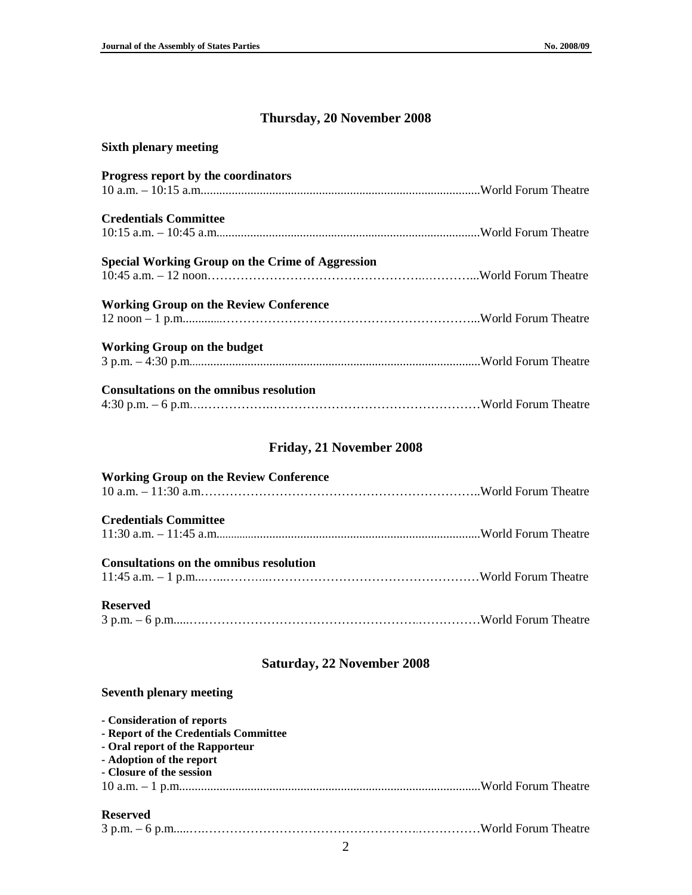## Thursday, 20 November 2008

**Sixth plenary meeting**

**Progress report by the coordinators**
10 a.m. – 10:15 a.m. .......... World Forum Theatre

**Credentials Committee**
10:15 a.m. – 10:45 a.m. .......... World Forum Theatre

**Special Working Group on the Crime of Aggression**
10:45 a.m. – 12 noon .......... World Forum Theatre

**Working Group on the Review Conference**
12 noon – 1 p.m. .......... World Forum Theatre

**Working Group on the budget**
3 p.m. – 4:30 p.m. .......... World Forum Theatre

**Consultations on the omnibus resolution**
4:30 p.m. – 6 p.m. .......... World Forum Theatre

## Friday, 21 November 2008

**Working Group on the Review Conference**
10 a.m. – 11:30 a.m. .......... World Forum Theatre

**Credentials Committee**
11:30 a.m. – 11:45 a.m. .......... World Forum Theatre

**Consultations on the omnibus resolution**
11:45 a.m. – 1 p.m. .......... World Forum Theatre

**Reserved**
3 p.m. – 6 p.m. .......... World Forum Theatre

## Saturday, 22 November 2008

**Seventh plenary meeting**

- **Consideration of reports**
- **Report of the Credentials Committee**
- **Oral report of the Rapporteur**
- **Adoption of the report**
- **Closure of the session**

10 a.m. – 1 p.m. .......... World Forum Theatre

**Reserved**
3 p.m. – 6 p.m. .......... World Forum Theatre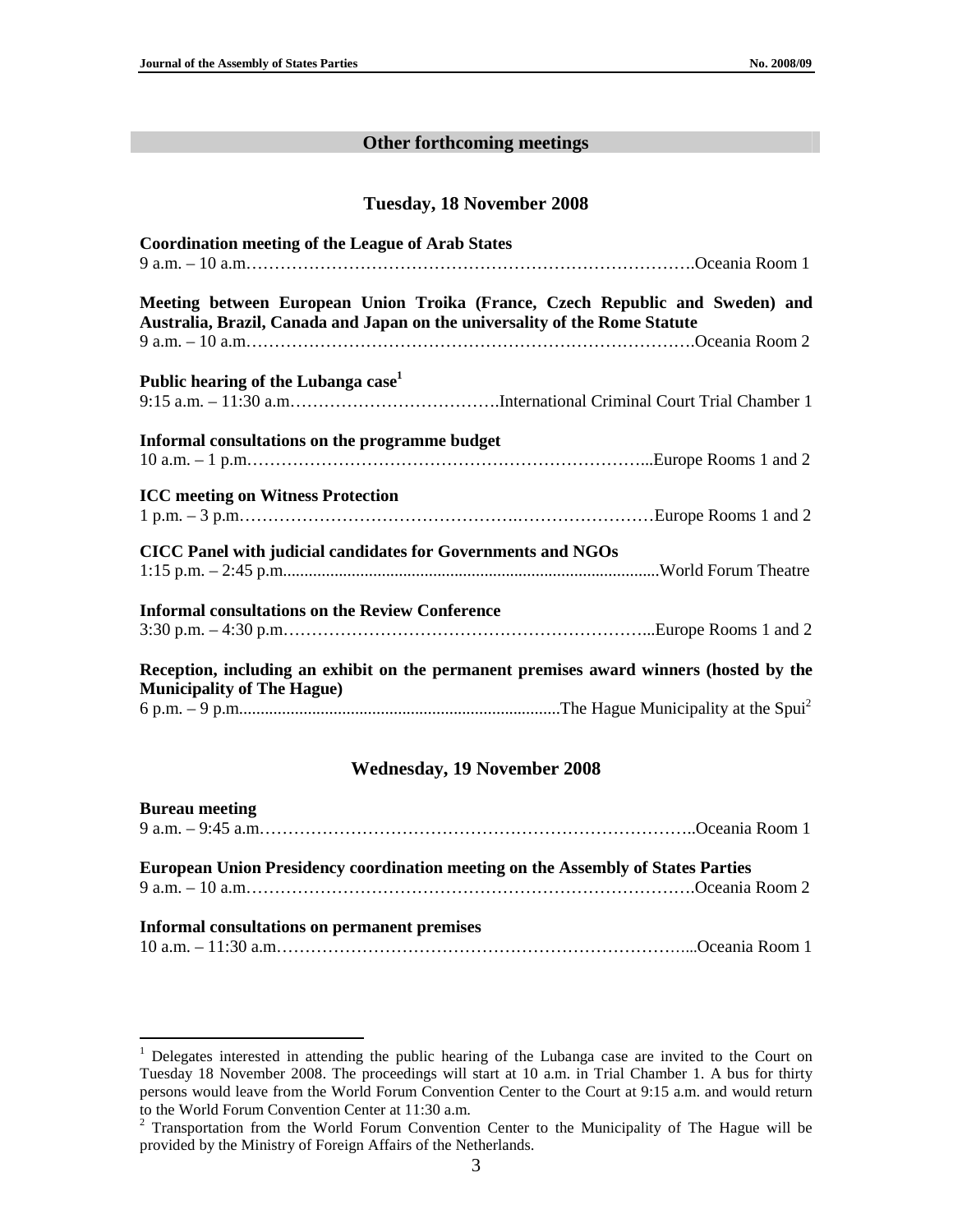## Other forthcoming meetings

### Tuesday, 18 November 2008

**Coordination meeting of the League of Arab States**
9 a.m. – 10 a.m.……………………………………………………………………….Oceania Room 1

**Meeting between European Union Troika (France, Czech Republic and Sweden) and Australia, Brazil, Canada and Japan on the universality of the Rome Statute**
9 a.m. – 10 a.m.……………………………………………………………………….Oceania Room 2

**Public hearing of the Lubanga case**[1]
9:15 a.m. – 11:30 a.m.……………………………….International Criminal Court Trial Chamber 1

**Informal consultations on the programme budget**
10 a.m. – 1 p.m.………………………………………………………………...Europe Rooms 1 and 2

**ICC meeting on Witness Protection**
1 p.m. – 3 p.m.…………………………………….……………………Europe Rooms 1 and 2

**CICC Panel with judicial candidates for Governments and NGOs**
1:15 p.m. – 2:45 p.m.......................................................................................World Forum Theatre

**Informal consultations on the Review Conference**
3:30 p.m. – 4:30 p.m.………………………………………………………...Europe Rooms 1 and 2

**Reception, including an exhibit on the permanent premises award winners (hosted by the Municipality of The Hague)**
6 p.m. – 9 p.m...........................................................................The Hague Municipality at the Spui[2]

### Wednesday, 19 November 2008

**Bureau meeting**
9 a.m. – 9:45 a.m.……………………………………………………………………..Oceania Room 1

**European Union Presidency coordination meeting on the Assembly of States Parties**
9 a.m. – 10 a.m.……………………………………………………………………….Oceania Room 2

**Informal consultations on permanent premises**
10 a.m. – 11:30 a.m.………………………………………………………………...Oceania Room 1

---

[1] Delegates interested in attending the public hearing of the Lubanga case are invited to the Court on Tuesday 18 November 2008. The proceedings will start at 10 a.m. in Trial Chamber 1. A bus for thirty persons would leave from the World Forum Convention Center to the Court at 9:15 a.m. and would return to the World Forum Convention Center at 11:30 a.m.

[2] Transportation from the World Forum Convention Center to the Municipality of The Hague will be provided by the Ministry of Foreign Affairs of the Netherlands.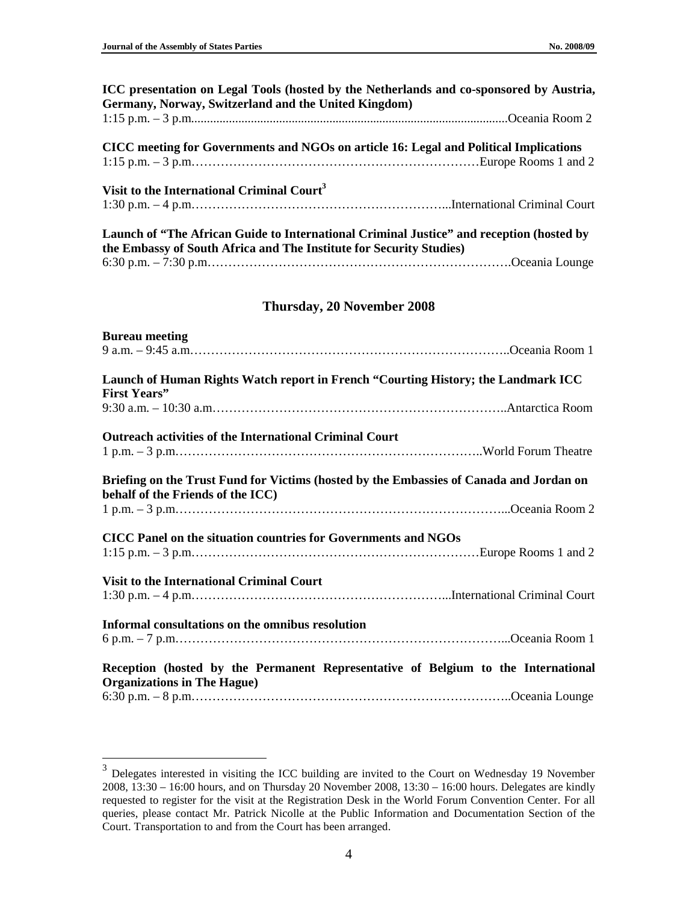**ICC presentation on Legal Tools (hosted by the Netherlands and co-sponsored by Austria, Germany, Norway, Switzerland and the United Kingdom)**
1:15 p.m. – 3 p.m.....................................................................................................Oceania Room 2

**CICC meeting for Governments and NGOs on article 16: Legal and Political Implications**
1:15 p.m. – 3 p.m……………………………………………………………Europe Rooms 1 and 2

**Visit to the International Criminal Court**[3]
1:30 p.m. – 4 p.m……………………………………………………...International Criminal Court

**Launch of "The African Guide to International Criminal Justice" and reception (hosted by the Embassy of South Africa and The Institute for Security Studies)**
6:30 p.m. – 7:30 p.m……………………………………………………………….Oceania Lounge

## Thursday, 20 November 2008

**Bureau meeting**
9 a.m. – 9:45 a.m…………………………………………………………………..Oceania Room 1

**Launch of Human Rights Watch report in French "Courting History; the Landmark ICC First Years"**
9:30 a.m. – 10:30 a.m……………………………………………………………..Antarctica Room

**Outreach activities of the International Criminal Court**
1 p.m. – 3 p.m………………………………………………………………..World Forum Theatre

**Briefing on the Trust Fund for Victims (hosted by the Embassies of Canada and Jordan on behalf of the Friends of the ICC)**
1 p.m. – 3 p.m…………………………………………………………………...Oceania Room 2

**CICC Panel on the situation countries for Governments and NGOs**
1:15 p.m. – 3 p.m……………………………………………………………Europe Rooms 1 and 2

**Visit to the International Criminal Court**
1:30 p.m. – 4 p.m……………………………………………………...International Criminal Court

**Informal consultations on the omnibus resolution**
6 p.m. – 7 p.m…………………………………………………………………...Oceania Room 1

**Reception (hosted by the Permanent Representative of Belgium to the International Organizations in The Hague)**
6:30 p.m. – 8 p.m…………………………………………………………………..Oceania Lounge

---

[3] Delegates interested in visiting the ICC building are invited to the Court on Wednesday 19 November 2008, 13:30 – 16:00 hours, and on Thursday 20 November 2008, 13:30 – 16:00 hours. Delegates are kindly requested to register for the visit at the Registration Desk in the World Forum Convention Center. For all queries, please contact Mr. Patrick Nicolle at the Public Information and Documentation Section of the Court. Transportation to and from the Court has been arranged.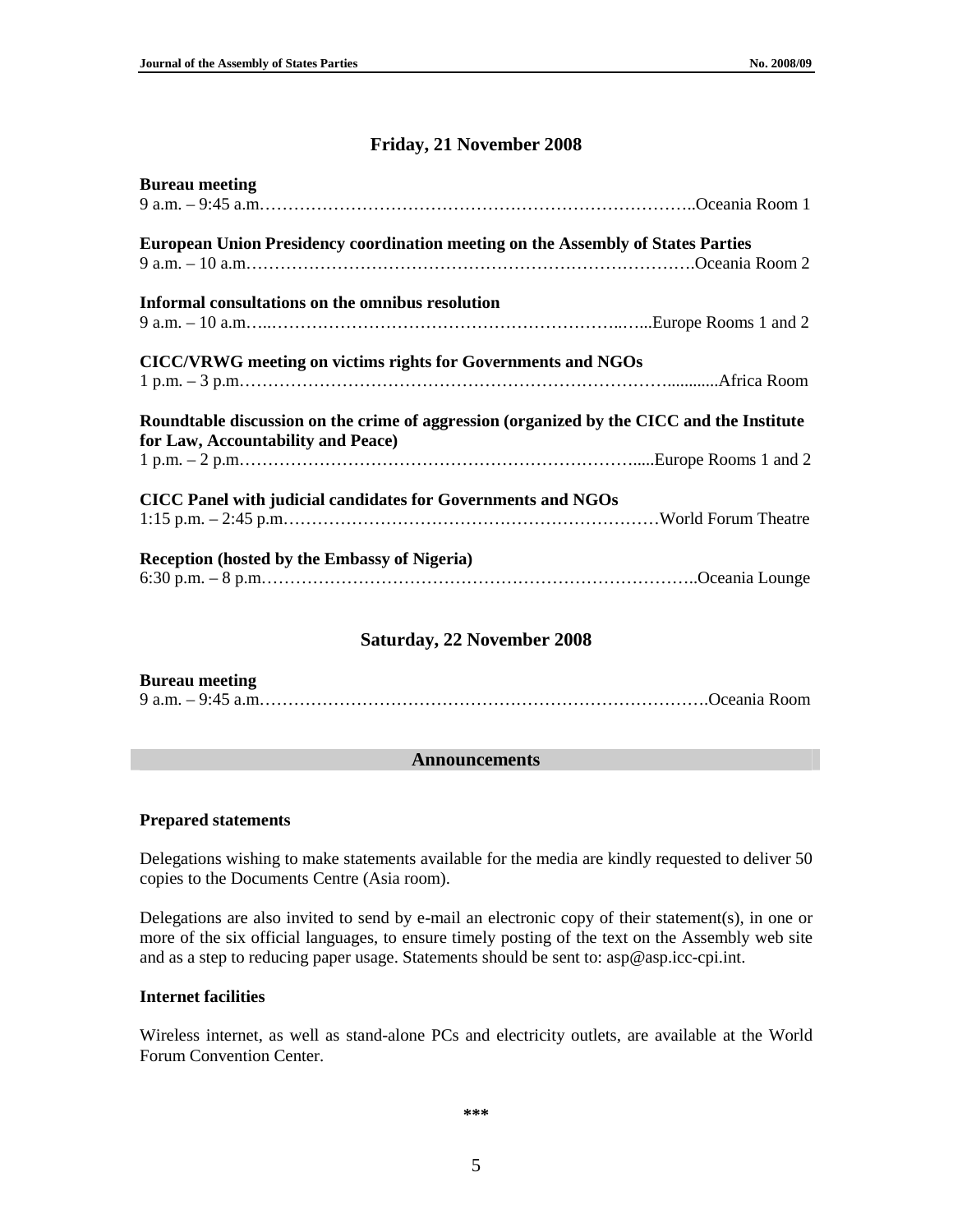## Friday, 21 November 2008

**Bureau meeting**
9 a.m. – 9:45 a.m……………………………………………………………………..Oceania Room 1

**European Union Presidency coordination meeting on the Assembly of States Parties**
9 a.m. – 10 a.m…………………………………………………………………….Oceania Room 2

**Informal consultations on the omnibus resolution**
9 a.m. – 10 a.m…..………………………………………………………..…...Europe Rooms 1 and 2

**CICC/VRWG meeting on victims rights for Governments and NGOs**
1 p.m. – 3 p.m………………………………………………………………............Africa Room

**Roundtable discussion on the crime of aggression (organized by the CICC and the Institute for Law, Accountability and Peace)**
1 p.m. – 2 p.m…………………………………………………………….....Europe Rooms 1 and 2

**CICC Panel with judicial candidates for Governments and NGOs**
1:15 p.m. – 2:45 p.m…………………………………………………………World Forum Theatre

**Reception (hosted by the Embassy of Nigeria)**
6:30 p.m. – 8 p.m……………………………………………………………………..Oceania Lounge

## Saturday, 22 November 2008

**Bureau meeting**
9 a.m. – 9:45 a.m…………………………………………………………………….Oceania Room

## Announcements

### Prepared statements

Delegations wishing to make statements available for the media are kindly requested to deliver 50 copies to the Documents Centre (Asia room).

Delegations are also invited to send by e-mail an electronic copy of their statement(s), in one or more of the six official languages, to ensure timely posting of the text on the Assembly web site and as a step to reducing paper usage. Statements should be sent to: asp@asp.icc-cpi.int.

### Internet facilities

Wireless internet, as well as stand-alone PCs and electricity outlets, are available at the World Forum Convention Center.

***